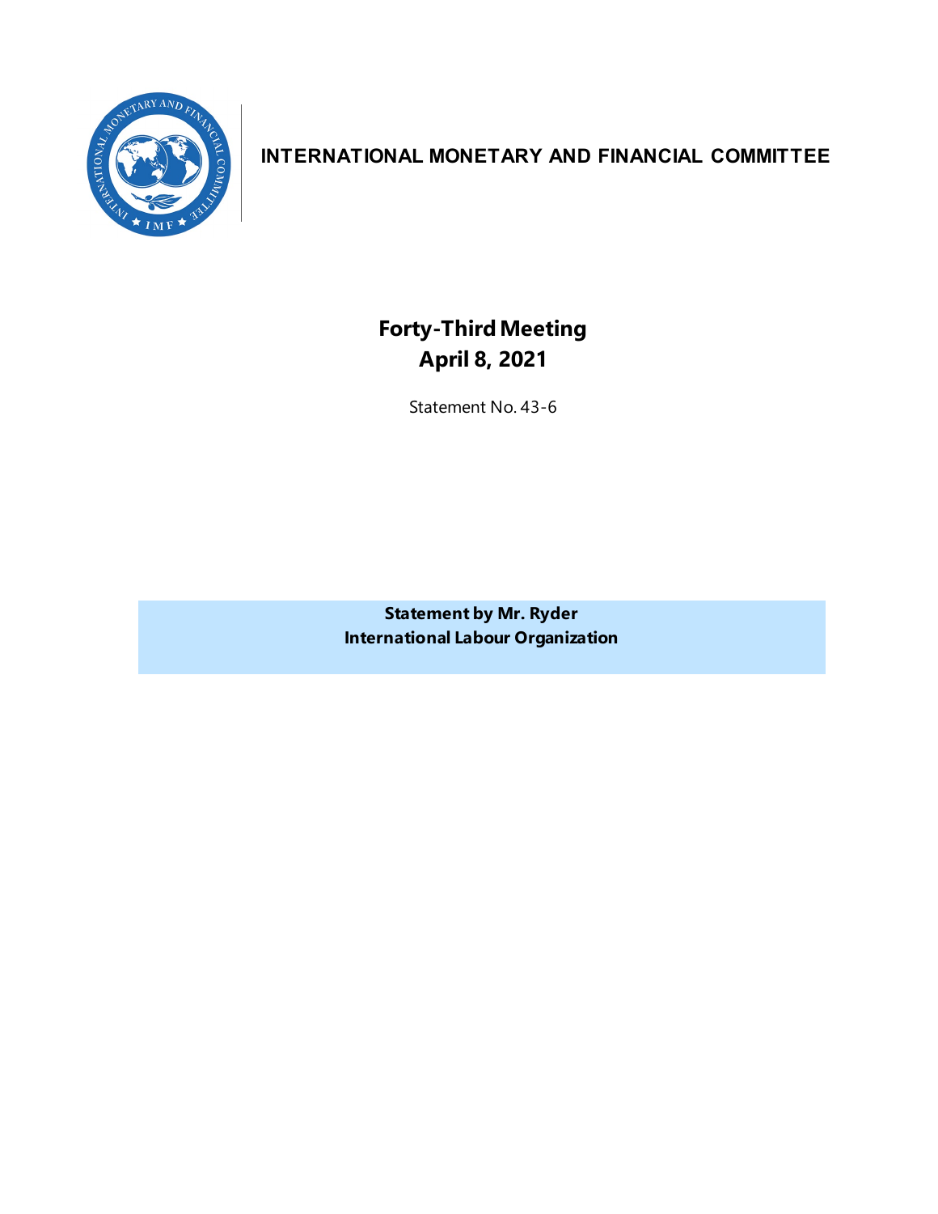**INTERNATIONAL MONETARY AND FINANCIAL COMMITTEE**

# Forty-Third Meeting
# April 8, 2021

Statement No. 43-6

**Statement by Mr. Ryder**
**International Labour Organization**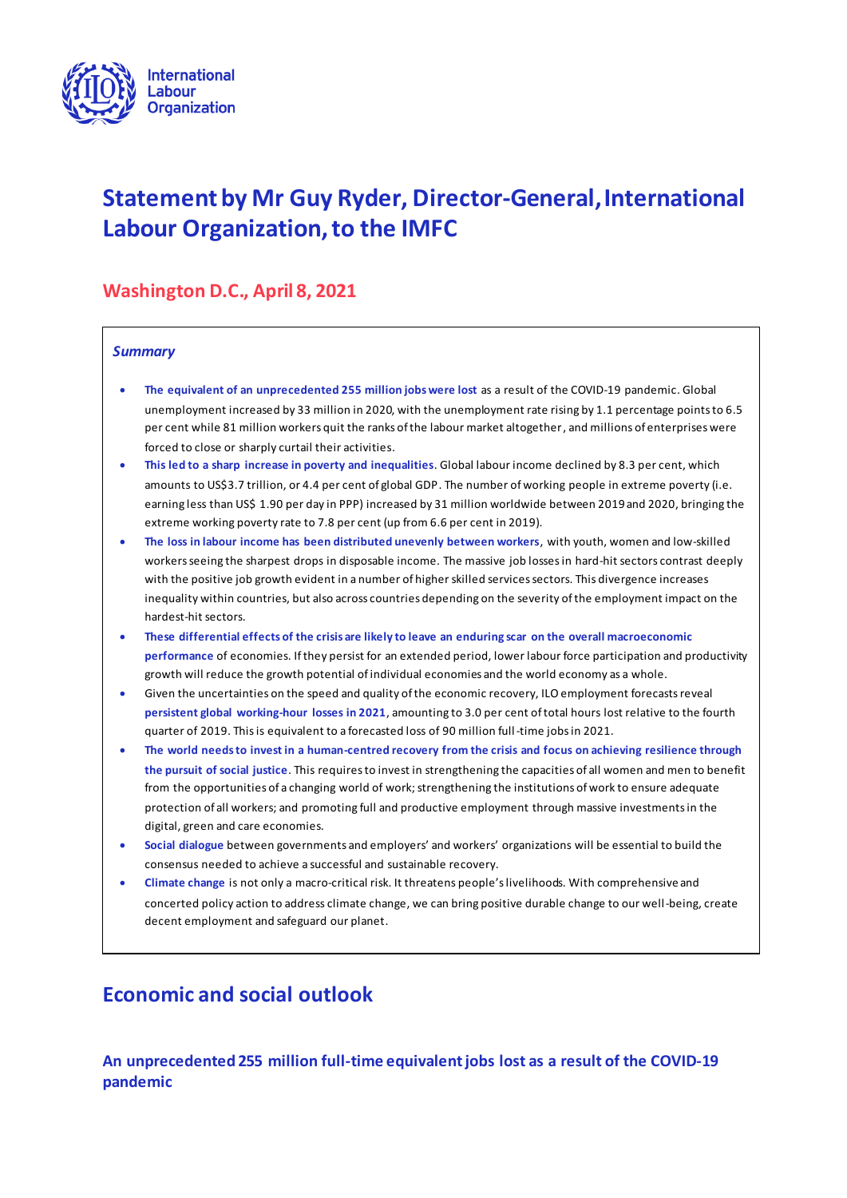# Statement by Mr Guy Ryder, Director-General, International Labour Organization, to the IMFC

## Washington D.C., April 8, 2021

***Summary***

- **The equivalent of an unprecedented 255 million jobs were lost** as a result of the COVID-19 pandemic. Global unemployment increased by 33 million in 2020, with the unemployment rate rising by 1.1 percentage points to 6.5 per cent while 81 million workers quit the ranks of the labour market altogether, and millions of enterprises were forced to close or sharply curtail their activities.
- **This led to a sharp increase in poverty and inequalities.** Global labour income declined by 8.3 per cent, which amounts to US$3.7 trillion, or 4.4 per cent of global GDP. The number of working people in extreme poverty (i.e. earning less than US$ 1.90 per day in PPP) increased by 31 million worldwide between 2019 and 2020, bringing the extreme working poverty rate to 7.8 per cent (up from 6.6 per cent in 2019).
- **The loss in labour income has been distributed unevenly between workers**, with youth, women and low-skilled workers seeing the sharpest drops in disposable income. The massive job losses in hard-hit sectors contrast deeply with the positive job growth evident in a number of higher skilled services sectors. This divergence increases inequality within countries, but also across countries depending on the severity of the employment impact on the hardest-hit sectors.
- ***These differential effects of the crisis are likely to leave an enduring scar on the overall macroeconomic performance*** of economies. If they persist for an extended period, lower labour force participation and productivity growth will reduce the growth potential of individual economies and the world economy as a whole.
- Given the uncertainties on the speed and quality of the economic recovery, ILO employment forecasts reveal **persistent global working-hour losses in 2021**, amounting to 3.0 per cent of total hours lost relative to the fourth quarter of 2019. This is equivalent to a forecasted loss of 90 million full-time jobs in 2021.
- ***The world needs to invest in a human-centred recovery from the crisis and focus on achieving resilience through the pursuit of social justice***. This requires to invest in strengthening the capacities of all women and men to benefit from the opportunities of a changing world of work; strengthening the institutions of work to ensure adequate protection of all workers; and promoting full and productive employment through massive investments in the digital, green and care economies.
- **Social dialogue** between governments and employers' and workers' organizations will be essential to build the consensus needed to achieve a successful and sustainable recovery.
- **Climate change** is not only a macro-critical risk. It threatens people's livelihoods. With comprehensive and concerted policy action to address climate change, we can bring positive durable change to our well-being, create decent employment and safeguard our planet.

## Economic and social outlook

### An unprecedented 255 million full-time equivalent jobs lost as a result of the COVID-19 pandemic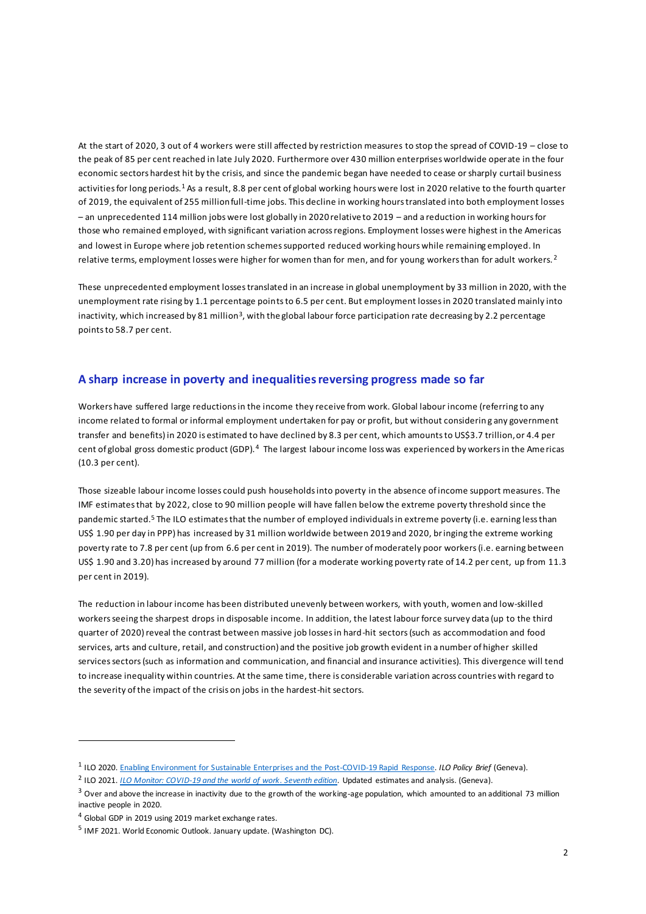At the start of 2020, 3 out of 4 workers were still affected by restriction measures to stop the spread of COVID-19 – close to the peak of 85 per cent reached in late July 2020. Furthermore over 430 million enterprises worldwide operate in the four economic sectors hardest hit by the crisis, and since the pandemic began have needed to cease or sharply curtail business activities for long periods.[1] As a result, 8.8 per cent of global working hours were lost in 2020 relative to the fourth quarter of 2019, the equivalent of 255 million full-time jobs. This decline in working hours translated into both employment losses – an unprecedented 114 million jobs were lost globally in 2020 relative to 2019 – and a reduction in working hours for those who remained employed, with significant variation across regions. Employment losses were highest in the Americas and lowest in Europe where job retention schemes supported reduced working hours while remaining employed. In relative terms, employment losses were higher for women than for men, and for young workers than for adult workers.[2]

These unprecedented employment losses translated in an increase in global unemployment by 33 million in 2020, with the unemployment rate rising by 1.1 percentage points to 6.5 per cent. But employment losses in 2020 translated mainly into inactivity, which increased by 81 million[3], with the global labour force participation rate decreasing by 2.2 percentage points to 58.7 per cent.

## A sharp increase in poverty and inequalities reversing progress made so far

Workers have suffered large reductions in the income they receive from work. Global labour income (referring to any income related to formal or informal employment undertaken for pay or profit, but without considering any government transfer and benefits) in 2020 is estimated to have declined by 8.3 per cent, which amounts to US$3.7 trillion, or 4.4 per cent of global gross domestic product (GDP).[4] The largest labour income loss was experienced by workers in the Americas (10.3 per cent).

Those sizeable labour income losses could push households into poverty in the absence of income support measures. The IMF estimates that by 2022, close to 90 million people will have fallen below the extreme poverty threshold since the pandemic started.[5] The ILO estimates that the number of employed individuals in extreme poverty (i.e. earning less than US$ 1.90 per day in PPP) has increased by 31 million worldwide between 2019 and 2020, bringing the extreme working poverty rate to 7.8 per cent (up from 6.6 per cent in 2019). The number of moderately poor workers (i.e. earning between US$ 1.90 and 3.20) has increased by around 77 million (for a moderate working poverty rate of 14.2 per cent, up from 11.3 per cent in 2019).

The reduction in labour income has been distributed unevenly between workers, with youth, women and low-skilled workers seeing the sharpest drops in disposable income. In addition, the latest labour force survey data (up to the third quarter of 2020) reveal the contrast between massive job losses in hard-hit sectors (such as accommodation and food services, arts and culture, retail, and construction) and the positive job growth evident in a number of higher skilled services sectors (such as information and communication, and financial and insurance activities). This divergence will tend to increase inequality within countries. At the same time, there is considerable variation across countries with regard to the severity of the impact of the crisis on jobs in the hardest-hit sectors.

---

[1] ILO 2020. Enabling Environment for Sustainable Enterprises and the Post-COVID-19 Rapid Response. *ILO Policy Brief* (Geneva).

[2] ILO 2021. *ILO Monitor: COVID-19 and the world of work. Seventh edition*. Updated estimates and analysis. (Geneva).

[3] Over and above the increase in inactivity due to the growth of the working-age population, which amounted to an additional 73 million inactive people in 2020.

[4] Global GDP in 2019 using 2019 market exchange rates.

[5] IMF 2021. World Economic Outlook. January update. (Washington DC).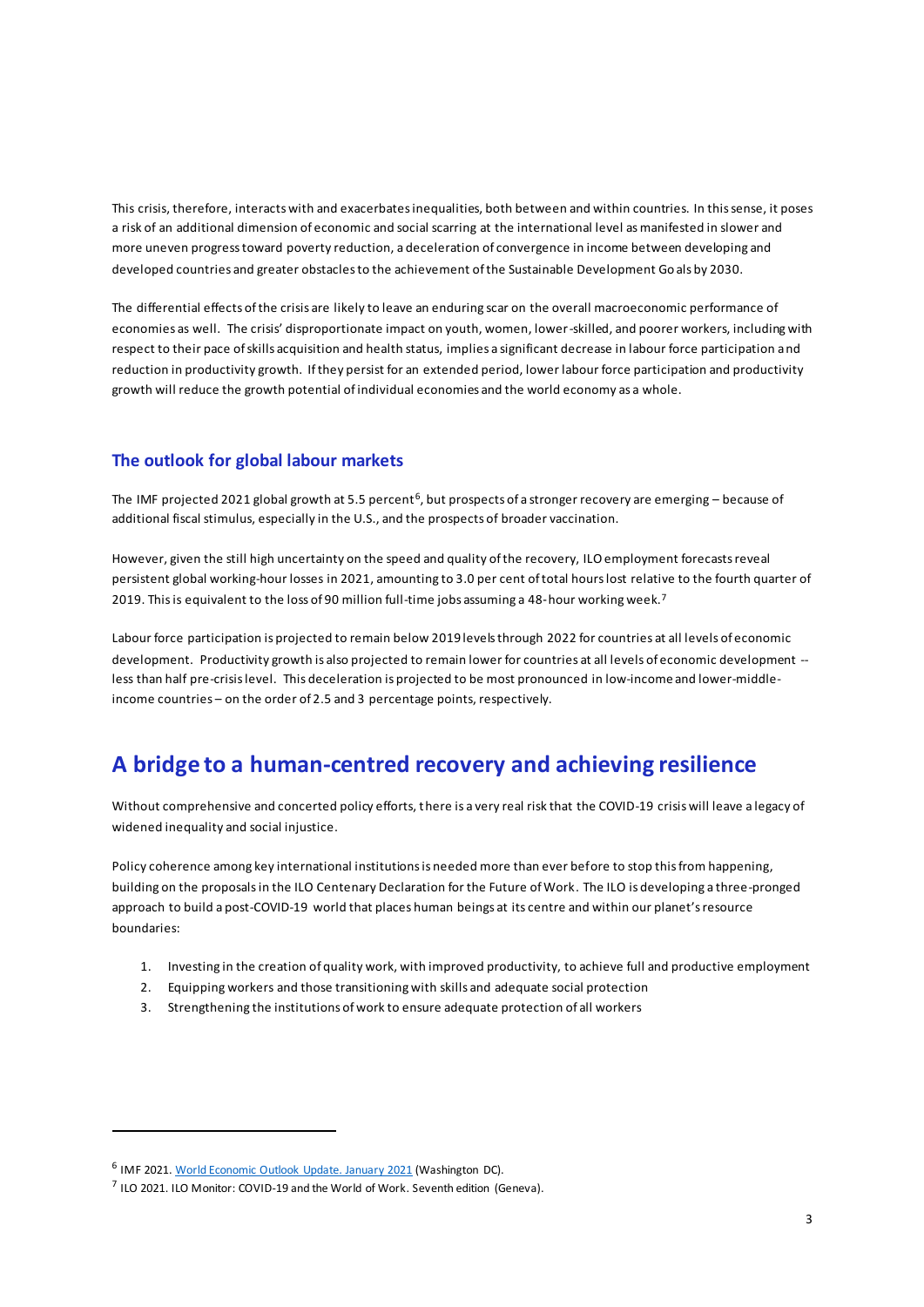This crisis, therefore, interacts with and exacerbates inequalities, both between and within countries. In this sense, it poses a risk of an additional dimension of economic and social scarring at the international level as manifested in slower and more uneven progress toward poverty reduction, a deceleration of convergence in income between developing and developed countries and greater obstacles to the achievement of the Sustainable Development Goals by 2030.

The differential effects of the crisis are likely to leave an enduring scar on the overall macroeconomic performance of economies as well. The crisis' disproportionate impact on youth, women, lower-skilled, and poorer workers, including with respect to their pace of skills acquisition and health status, implies a significant decrease in labour force participation and reduction in productivity growth. If they persist for an extended period, lower labour force participation and productivity growth will reduce the growth potential of individual economies and the world economy as a whole.

### The outlook for global labour markets

The IMF projected 2021 global growth at 5.5 percent[6], but prospects of a stronger recovery are emerging – because of additional fiscal stimulus, especially in the U.S., and the prospects of broader vaccination.

However, given the still high uncertainty on the speed and quality of the recovery, ILO employment forecasts reveal persistent global working-hour losses in 2021, amounting to 3.0 per cent of total hours lost relative to the fourth quarter of 2019. This is equivalent to the loss of 90 million full-time jobs assuming a 48-hour working week.[7]

Labour force participation is projected to remain below 2019 levels through 2022 for countries at all levels of economic development. Productivity growth is also projected to remain lower for countries at all levels of economic development -- less than half pre-crisis level. This deceleration is projected to be most pronounced in low-income and lower-middle-income countries – on the order of 2.5 and 3 percentage points, respectively.

## A bridge to a human-centred recovery and achieving resilience

Without comprehensive and concerted policy efforts, there is a very real risk that the COVID-19 crisis will leave a legacy of widened inequality and social injustice.

Policy coherence among key international institutions is needed more than ever before to stop this from happening, building on the proposals in the ILO Centenary Declaration for the Future of Work. The ILO is developing a three-pronged approach to build a post-COVID-19 world that places human beings at its centre and within our planet's resource boundaries:

1. Investing in the creation of quality work, with improved productivity, to achieve full and productive employment
2. Equipping workers and those transitioning with skills and adequate social protection
3. Strengthening the institutions of work to ensure adequate protection of all workers

---

[6] IMF 2021. World Economic Outlook Update. January 2021 (Washington DC).

[7] ILO 2021. ILO Monitor: COVID-19 and the World of Work. Seventh edition (Geneva).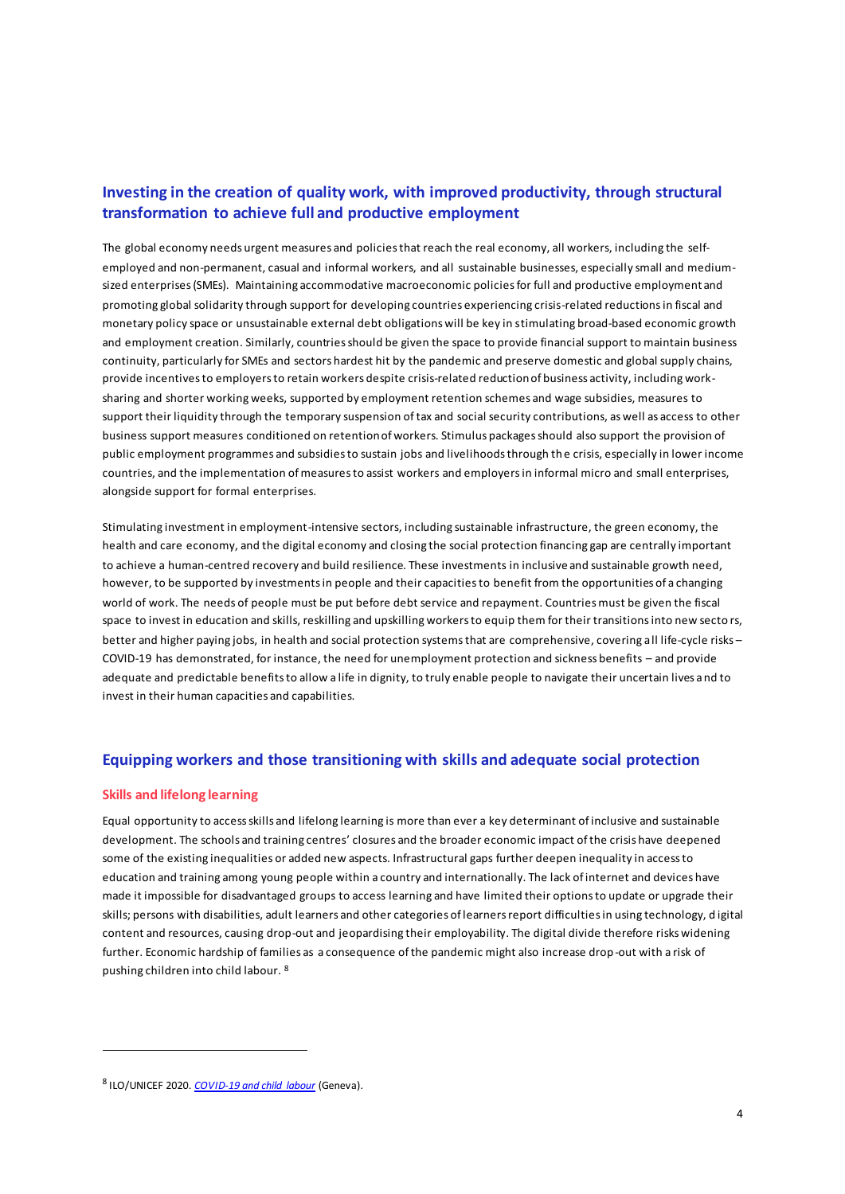## Investing in the creation of quality work, with improved productivity, through structural transformation to achieve full and productive employment

The global economy needs urgent measures and policies that reach the real economy, all workers, including the self-employed and non-permanent, casual and informal workers, and all sustainable businesses, especially small and medium-sized enterprises (SMEs). Maintaining accommodative macroeconomic policies for full and productive employment and promoting global solidarity through support for developing countries experiencing crisis-related reductions in fiscal and monetary policy space or unsustainable external debt obligations will be key in stimulating broad-based economic growth and employment creation. Similarly, countries should be given the space to provide financial support to maintain business continuity, particularly for SMEs and sectors hardest hit by the pandemic and preserve domestic and global supply chains, provide incentives to employers to retain workers despite crisis-related reduction of business activity, including work-sharing and shorter working weeks, supported by employment retention schemes and wage subsidies, measures to support their liquidity through the temporary suspension of tax and social security contributions, as well as access to other business support measures conditioned on retention of workers. Stimulus packages should also support the provision of public employment programmes and subsidies to sustain jobs and livelihoods through the crisis, especially in lower income countries, and the implementation of measures to assist workers and employers in informal micro and small enterprises, alongside support for formal enterprises.

Stimulating investment in employment-intensive sectors, including sustainable infrastructure, the green economy, the health and care economy, and the digital economy and closing the social protection financing gap are centrally important to achieve a human-centred recovery and build resilience. These investments in inclusive and sustainable growth need, however, to be supported by investments in people and their capacities to benefit from the opportunities of a changing world of work. The needs of people must be put before debt service and repayment. Countries must be given the fiscal space to invest in education and skills, reskilling and upskilling workers to equip them for their transitions into new sectors, better and higher paying jobs, in health and social protection systems that are comprehensive, covering all life-cycle risks – COVID-19 has demonstrated, for instance, the need for unemployment protection and sickness benefits – and provide adequate and predictable benefits to allow a life in dignity, to truly enable people to navigate their uncertain lives and to invest in their human capacities and capabilities.

## Equipping workers and those transitioning with skills and adequate social protection

### Skills and lifelong learning

Equal opportunity to access skills and lifelong learning is more than ever a key determinant of inclusive and sustainable development. The schools and training centres' closures and the broader economic impact of the crisis have deepened some of the existing inequalities or added new aspects. Infrastructural gaps further deepen inequality in access to education and training among young people within a country and internationally. The lack of internet and devices have made it impossible for disadvantaged groups to access learning and have limited their options to update or upgrade their skills; persons with disabilities, adult learners and other categories of learners report difficulties in using technology, digital content and resources, causing drop-out and jeopardising their employability. The digital divide therefore risks widening further. Economic hardship of families as a consequence of the pandemic might also increase drop-out with a risk of pushing children into child labour. [8]

---

[8] ILO/UNICEF 2020. *COVID-19 and child labour* (Geneva).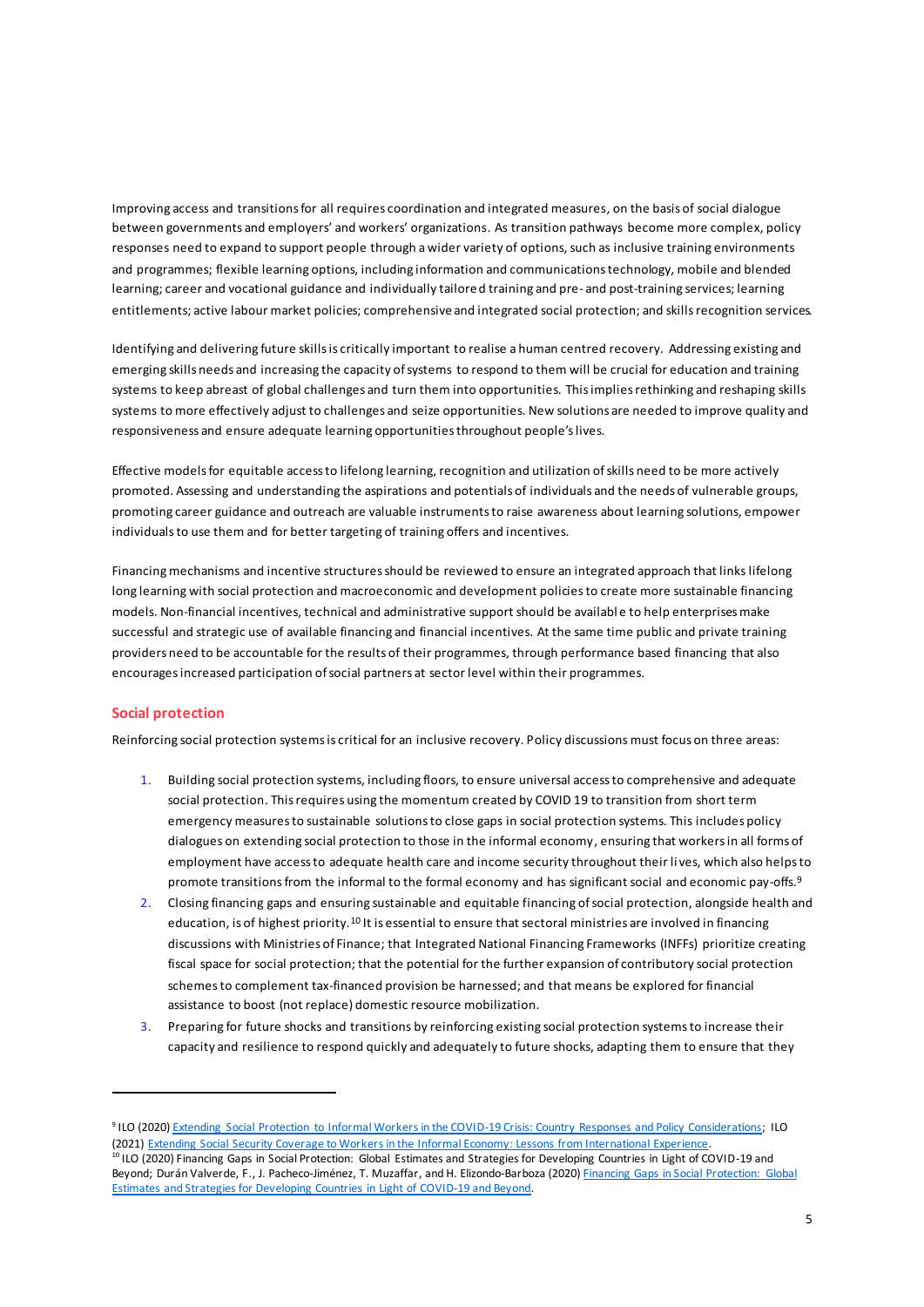Improving access and transitions for all requires coordination and integrated measures, on the basis of social dialogue between governments and employers' and workers' organizations. As transition pathways become more complex, policy responses need to expand to support people through a wider variety of options, such as inclusive training environments and programmes; flexible learning options, including information and communications technology, mobile and blended learning; career and vocational guidance and individually tailored training and pre- and post-training services; learning entitlements; active labour market policies; comprehensive and integrated social protection; and skills recognition services.

Identifying and delivering future skills is critically important to realise a human centred recovery. Addressing existing and emerging skills needs and increasing the capacity of systems to respond to them will be crucial for education and training systems to keep abreast of global challenges and turn them into opportunities. This implies rethinking and reshaping skills systems to more effectively adjust to challenges and seize opportunities. New solutions are needed to improve quality and responsiveness and ensure adequate learning opportunities throughout people's lives.

Effective models for equitable access to lifelong learning, recognition and utilization of skills need to be more actively promoted. Assessing and understanding the aspirations and potentials of individuals and the needs of vulnerable groups, promoting career guidance and outreach are valuable instruments to raise awareness about learning solutions, empower individuals to use them and for better targeting of training offers and incentives.

Financing mechanisms and incentive structures should be reviewed to ensure an integrated approach that links lifelong long learning with social protection and macroeconomic and development policies to create more sustainable financing models. Non-financial incentives, technical and administrative support should be available to help enterprises make successful and strategic use of available financing and financial incentives. At the same time public and private training providers need to be accountable for the results of their programmes, through performance based financing that also encourages increased participation of social partners at sector level within their programmes.

## Social protection

Reinforcing social protection systems is critical for an inclusive recovery. Policy discussions must focus on three areas:

1. Building social protection systems, including floors, to ensure universal access to comprehensive and adequate social protection. This requires using the momentum created by COVID 19 to transition from short term emergency measures to sustainable solutions to close gaps in social protection systems. This includes policy dialogues on extending social protection to those in the informal economy, ensuring that workers in all forms of employment have access to adequate health care and income security throughout their lives, which also helps to promote transitions from the informal to the formal economy and has significant social and economic pay-offs.[9]
2. Closing financing gaps and ensuring sustainable and equitable financing of social protection, alongside health and education, is of highest priority.[10] It is essential to ensure that sectoral ministries are involved in financing discussions with Ministries of Finance; that Integrated National Financing Frameworks (INFFs) prioritize creating fiscal space for social protection; that the potential for the further expansion of contributory social protection schemes to complement tax-financed provision be harnessed; and that means be explored for financial assistance to boost (not replace) domestic resource mobilization.
3. Preparing for future shocks and transitions by reinforcing existing social protection systems to increase their capacity and resilience to respond quickly and adequately to future shocks, adapting them to ensure that they

---

[9] ILO (2020) Extending Social Protection to Informal Workers in the COVID-19 Crisis: Country Responses and Policy Considerations; ILO (2021) Extending Social Security Coverage to Workers in the Informal Economy: Lessons from International Experience.

[10] ILO (2020) Financing Gaps in Social Protection: Global Estimates and Strategies for Developing Countries in Light of COVID-19 and Beyond; Durán Valverde, F., J. Pacheco-Jiménez, T. Muzaffar, and H. Elizondo-Barboza (2020) Financing Gaps in Social Protection: Global Estimates and Strategies for Developing Countries in Light of COVID-19 and Beyond.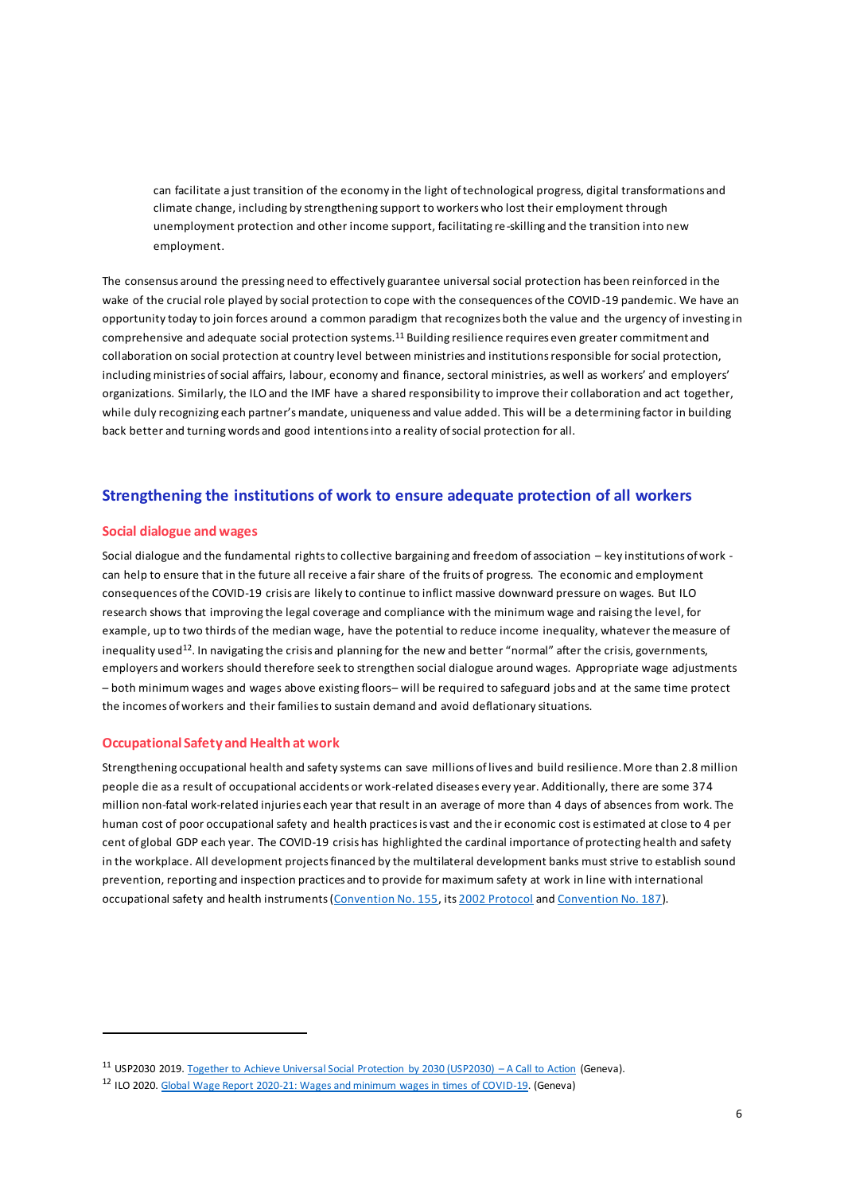can facilitate a just transition of the economy in the light of technological progress, digital transformations and climate change, including by strengthening support to workers who lost their employment through unemployment protection and other income support, facilitating re-skilling and the transition into new employment.

The consensus around the pressing need to effectively guarantee universal social protection has been reinforced in the wake of the crucial role played by social protection to cope with the consequences of the COVID-19 pandemic. We have an opportunity today to join forces around a common paradigm that recognizes both the value and the urgency of investing in comprehensive and adequate social protection systems.[11] Building resilience requires even greater commitment and collaboration on social protection at country level between ministries and institutions responsible for social protection, including ministries of social affairs, labour, economy and finance, sectoral ministries, as well as workers' and employers' organizations. Similarly, the ILO and the IMF have a shared responsibility to improve their collaboration and act together, while duly recognizing each partner's mandate, uniqueness and value added. This will be a determining factor in building back better and turning words and good intentions into a reality of social protection for all.

## Strengthening the institutions of work to ensure adequate protection of all workers

### Social dialogue and wages

Social dialogue and the fundamental rights to collective bargaining and freedom of association – key institutions of work - can help to ensure that in the future all receive a fair share of the fruits of progress. The economic and employment consequences of the COVID-19 crisis are likely to continue to inflict massive downward pressure on wages. But ILO research shows that improving the legal coverage and compliance with the minimum wage and raising the level, for example, up to two thirds of the median wage, have the potential to reduce income inequality, whatever the measure of inequality used[12]. In navigating the crisis and planning for the new and better "normal" after the crisis, governments, employers and workers should therefore seek to strengthen social dialogue around wages. Appropriate wage adjustments – both minimum wages and wages above existing floors– will be required to safeguard jobs and at the same time protect the incomes of workers and their families to sustain demand and avoid deflationary situations.

### Occupational Safety and Health at work

Strengthening occupational health and safety systems can save millions of lives and build resilience. More than 2.8 million people die as a result of occupational accidents or work-related diseases every year. Additionally, there are some 374 million non-fatal work-related injuries each year that result in an average of more than 4 days of absences from work. The human cost of poor occupational safety and health practices is vast and their economic cost is estimated at close to 4 per cent of global GDP each year. The COVID-19 crisis has highlighted the cardinal importance of protecting health and safety in the workplace. All development projects financed by the multilateral development banks must strive to establish sound prevention, reporting and inspection practices and to provide for maximum safety at work in line with international occupational safety and health instruments (Convention No. 155, its 2002 Protocol and Convention No. 187).

---

[11] USP2030 2019. Together to Achieve Universal Social Protection by 2030 (USP2030) – A Call to Action (Geneva).

[12] ILO 2020. Global Wage Report 2020-21: Wages and minimum wages in times of COVID-19. (Geneva)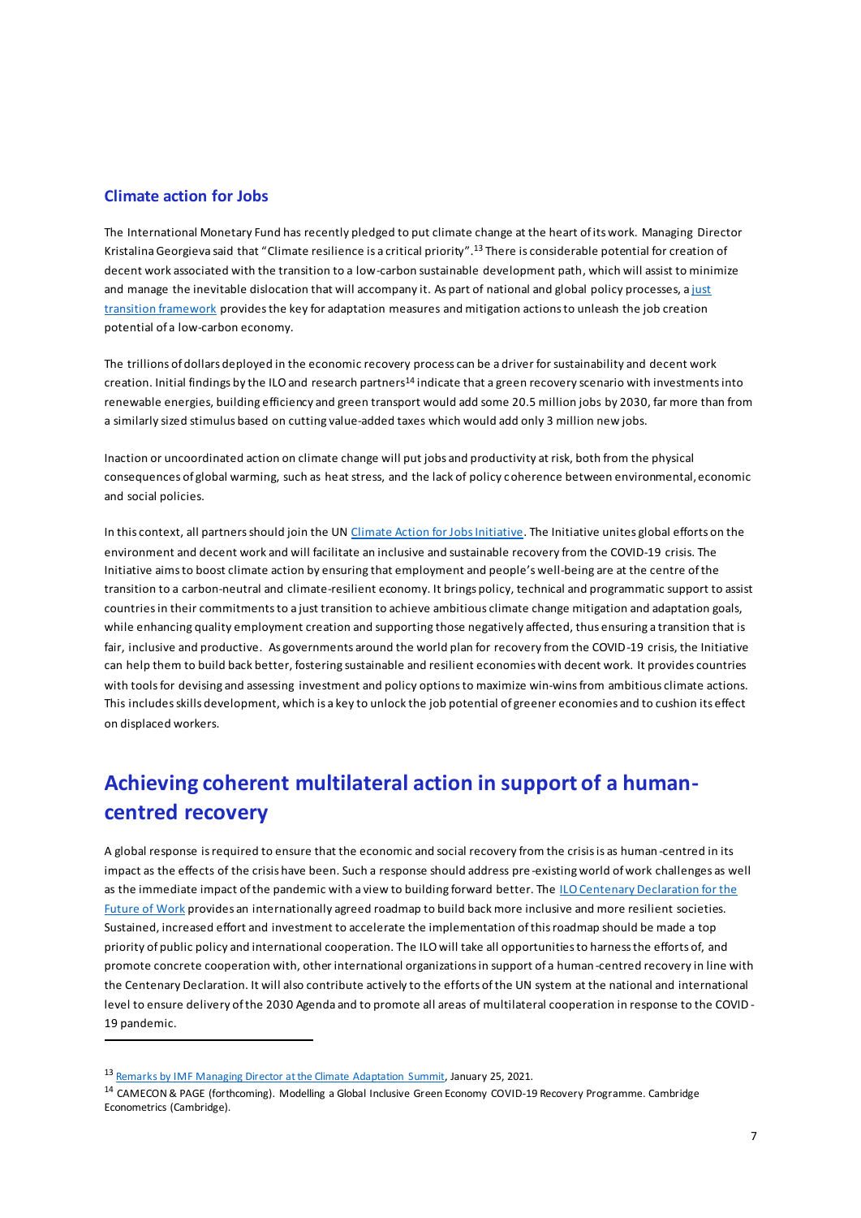### Climate action for Jobs

The International Monetary Fund has recently pledged to put climate change at the heart of its work. Managing Director Kristalina Georgieva said that "Climate resilience is a critical priority".[13] There is considerable potential for creation of decent work associated with the transition to a low-carbon sustainable development path, which will assist to minimize and manage the inevitable dislocation that will accompany it. As part of national and global policy processes, a just transition framework provides the key for adaptation measures and mitigation actions to unleash the job creation potential of a low-carbon economy.

The trillions of dollars deployed in the economic recovery process can be a driver for sustainability and decent work creation. Initial findings by the ILO and research partners[14] indicate that a green recovery scenario with investments into renewable energies, building efficiency and green transport would add some 20.5 million jobs by 2030, far more than from a similarly sized stimulus based on cutting value-added taxes which would add only 3 million new jobs.

Inaction or uncoordinated action on climate change will put jobs and productivity at risk, both from the physical consequences of global warming, such as heat stress, and the lack of policy coherence between environmental, economic and social policies.

In this context, all partners should join the UN Climate Action for Jobs Initiative. The Initiative unites global efforts on the environment and decent work and will facilitate an inclusive and sustainable recovery from the COVID-19 crisis. The Initiative aims to boost climate action by ensuring that employment and people's well-being are at the centre of the transition to a carbon-neutral and climate-resilient economy. It brings policy, technical and programmatic support to assist countries in their commitments to a just transition to achieve ambitious climate change mitigation and adaptation goals, while enhancing quality employment creation and supporting those negatively affected, thus ensuring a transition that is fair, inclusive and productive. As governments around the world plan for recovery from the COVID-19 crisis, the Initiative can help them to build back better, fostering sustainable and resilient economies with decent work. It provides countries with tools for devising and assessing investment and policy options to maximize win-wins from ambitious climate actions. This includes skills development, which is a key to unlock the job potential of greener economies and to cushion its effect on displaced workers.

## Achieving coherent multilateral action in support of a human-centred recovery

A global response is required to ensure that the economic and social recovery from the crisis is as human-centred in its impact as the effects of the crisis have been. Such a response should address pre-existing world of work challenges as well as the immediate impact of the pandemic with a view to building forward better. The ILO Centenary Declaration for the Future of Work provides an internationally agreed roadmap to build back more inclusive and more resilient societies. Sustained, increased effort and investment to accelerate the implementation of this roadmap should be made a top priority of public policy and international cooperation. The ILO will take all opportunities to harness the efforts of, and promote concrete cooperation with, other international organizations in support of a human-centred recovery in line with the Centenary Declaration. It will also contribute actively to the efforts of the UN system at the national and international level to ensure delivery of the 2030 Agenda and to promote all areas of multilateral cooperation in response to the COVID-19 pandemic.

---

[13] Remarks by IMF Managing Director at the Climate Adaptation Summit, January 25, 2021.

[14] CAMECON & PAGE (forthcoming). Modelling a Global Inclusive Green Economy COVID-19 Recovery Programme. Cambridge Econometrics (Cambridge).